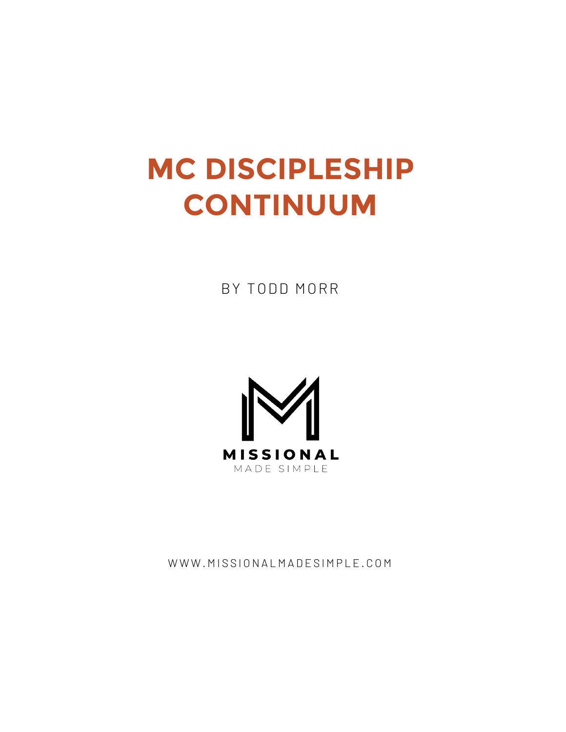# MC DISCIPLESHIP CONTINUUM

BY TODD MORR

MISSIONAL
MADE SIMPLE

WWW.MISSIONALMADESIMPLE.COM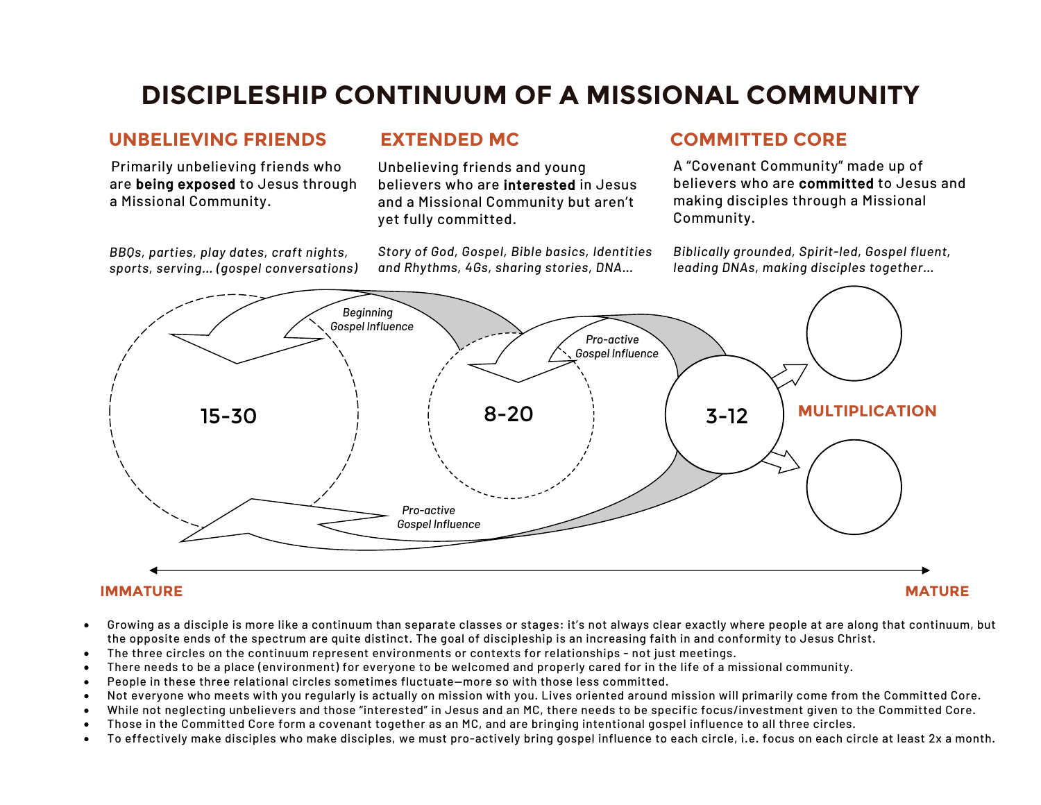# DISCIPLESHIP CONTINUUM OF A MISSIONAL COMMUNITY

## UNBELIEVING FRIENDS

Primarily unbelieving friends who are **being exposed** to Jesus through a Missional Community.

*BBQs, parties, play dates, craft nights, sports, serving... (gospel conversations)*

## EXTENDED MC

Unbelieving friends and young believers who are **interested** in Jesus and a Missional Community but aren't yet fully committed.

*Story of God, Gospel, Bible basics, Identities and Rhythms, 4Gs, sharing stories, DNA...*

## COMMITTED CORE

A "Covenant Community" made up of believers who are **committed** to Jesus and making disciples through a Missional Community.

*Biblically grounded, Spirit-led, Gospel fluent, leading DNAs, making disciples together...*

*Beginning Gospel Influence*

*Pro-active Gospel Influence*

15-30

8-20

3-12

MULTIPLICATION

*Pro-active Gospel Influence*

IMMATURE

MATURE

- Growing as a disciple is more like a continuum than separate classes or stages: it's not always clear exactly where people at are along that continuum, but the opposite ends of the spectrum are quite distinct. The goal of discipleship is an increasing faith in and conformity to Jesus Christ.
- The three circles on the continuum represent environments or contexts for relationships - not just meetings.
- There needs to be a place (environment) for everyone to be welcomed and properly cared for in the life of a missional community.
- People in these three relational circles sometimes fluctuate—more so with those less committed.
- Not everyone who meets with you regularly is actually on mission with you. Lives oriented around mission will primarily come from the Committed Core.
- While not neglecting unbelievers and those "interested" in Jesus and an MC, there needs to be specific focus/investment given to the Committed Core.
- Those in the Committed Core form a covenant together as an MC, and are bringing intentional gospel influence to all three circles.
- To effectively make disciples who make disciples, we must pro-actively bring gospel influence to each circle, i.e. focus on each circle at least 2x a month.